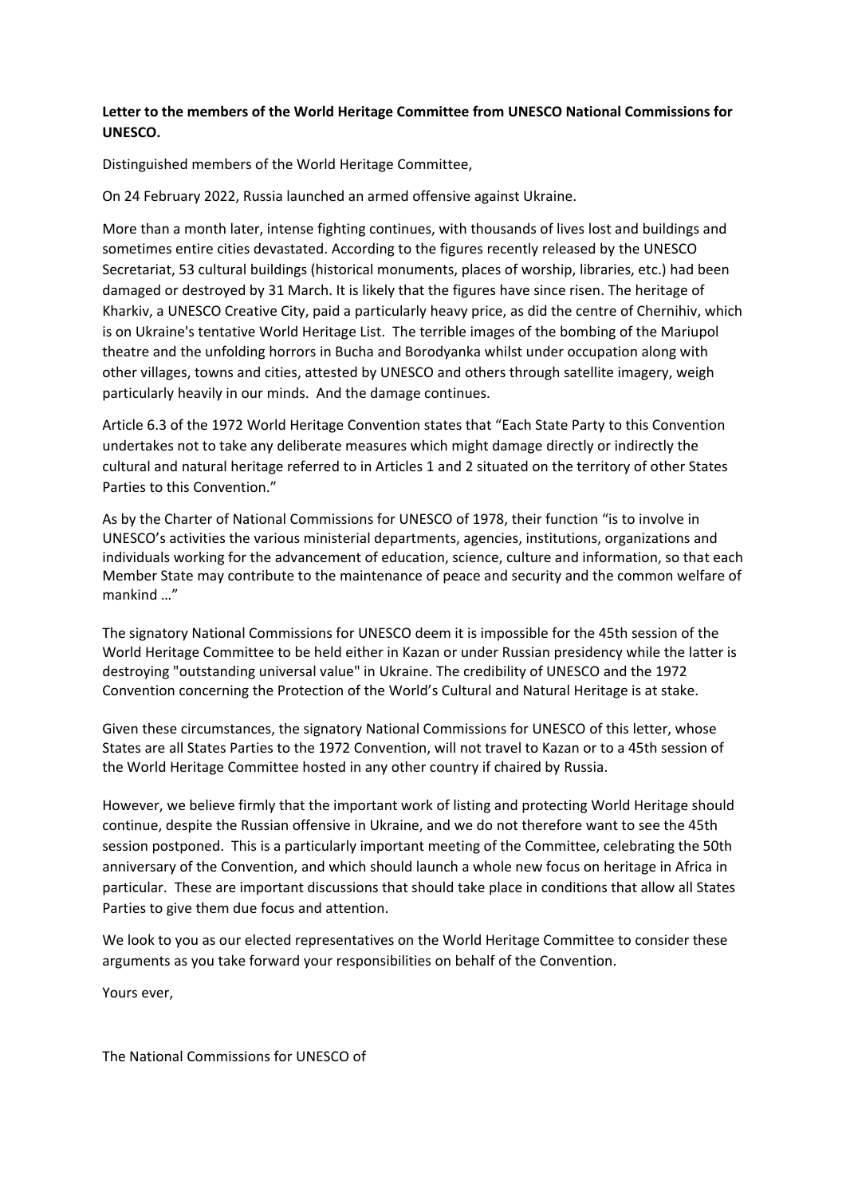**Letter to the members of the World Heritage Committee from UNESCO National Commissions for UNESCO.**

Distinguished members of the World Heritage Committee,

On 24 February 2022, Russia launched an armed offensive against Ukraine.

More than a month later, intense fighting continues, with thousands of lives lost and buildings and sometimes entire cities devastated. According to the figures recently released by the UNESCO Secretariat, 53 cultural buildings (historical monuments, places of worship, libraries, etc.) had been damaged or destroyed by 31 March. It is likely that the figures have since risen. The heritage of Kharkiv, a UNESCO Creative City, paid a particularly heavy price, as did the centre of Chernihiv, which is on Ukraine's tentative World Heritage List. The terrible images of the bombing of the Mariupol theatre and the unfolding horrors in Bucha and Borodyanka whilst under occupation along with other villages, towns and cities, attested by UNESCO and others through satellite imagery, weigh particularly heavily in our minds. And the damage continues.

Article 6.3 of the 1972 World Heritage Convention states that "Each State Party to this Convention undertakes not to take any deliberate measures which might damage directly or indirectly the cultural and natural heritage referred to in Articles 1 and 2 situated on the territory of other States Parties to this Convention."

As by the Charter of National Commissions for UNESCO of 1978, their function "is to involve in UNESCO's activities the various ministerial departments, agencies, institutions, organizations and individuals working for the advancement of education, science, culture and information, so that each Member State may contribute to the maintenance of peace and security and the common welfare of mankind …"

The signatory National Commissions for UNESCO deem it is impossible for the 45th session of the World Heritage Committee to be held either in Kazan or under Russian presidency while the latter is destroying "outstanding universal value" in Ukraine. The credibility of UNESCO and the 1972 Convention concerning the Protection of the World's Cultural and Natural Heritage is at stake.

Given these circumstances, the signatory National Commissions for UNESCO of this letter, whose States are all States Parties to the 1972 Convention, will not travel to Kazan or to a 45th session of the World Heritage Committee hosted in any other country if chaired by Russia.

However, we believe firmly that the important work of listing and protecting World Heritage should continue, despite the Russian offensive in Ukraine, and we do not therefore want to see the 45th session postponed. This is a particularly important meeting of the Committee, celebrating the 50th anniversary of the Convention, and which should launch a whole new focus on heritage in Africa in particular. These are important discussions that should take place in conditions that allow all States Parties to give them due focus and attention.

We look to you as our elected representatives on the World Heritage Committee to consider these arguments as you take forward your responsibilities on behalf of the Convention.

Yours ever,

The National Commissions for UNESCO of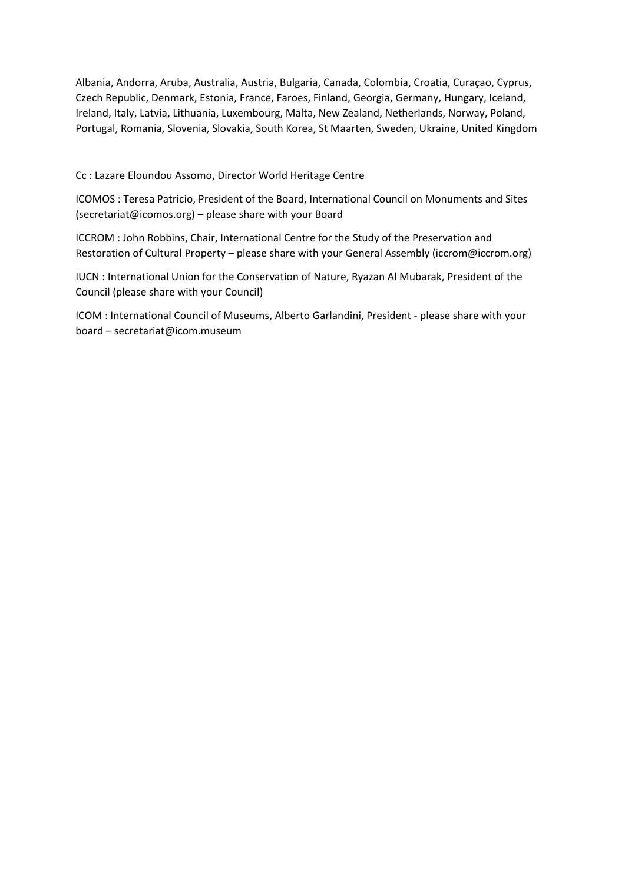Albania, Andorra, Aruba, Australia, Austria, Bulgaria, Canada, Colombia, Croatia, Curaçao, Cyprus, Czech Republic, Denmark, Estonia, France, Faroes, Finland, Georgia, Germany, Hungary, Iceland, Ireland, Italy, Latvia, Lithuania, Luxembourg, Malta, New Zealand, Netherlands, Norway, Poland, Portugal, Romania, Slovenia, Slovakia, South Korea, St Maarten, Sweden, Ukraine, United Kingdom

Cc : Lazare Eloundou Assomo, Director World Heritage Centre

ICOMOS : Teresa Patricio, President of the Board, International Council on Monuments and Sites (secretariat@icomos.org) – please share with your Board

ICCROM : John Robbins, Chair, International Centre for the Study of the Preservation and Restoration of Cultural Property – please share with your General Assembly (iccrom@iccrom.org)

IUCN : International Union for the Conservation of Nature, Ryazan Al Mubarak, President of the Council (please share with your Council)

ICOM : International Council of Museums, Alberto Garlandini, President - please share with your board – secretariat@icom.museum